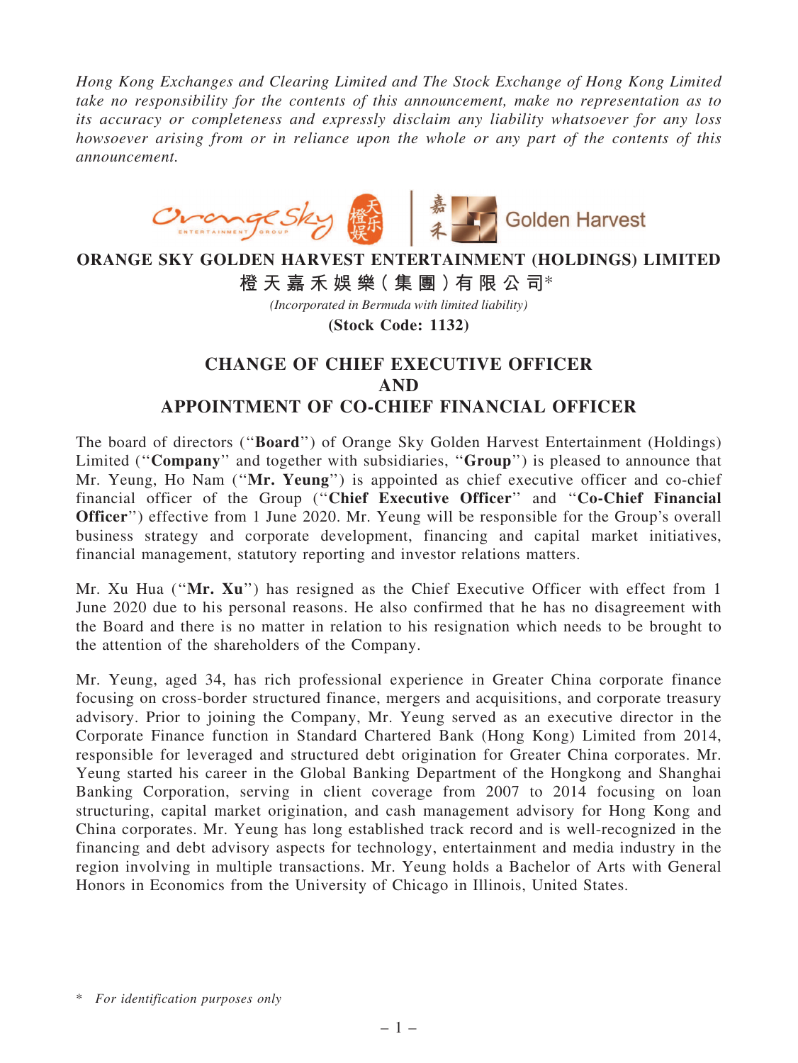*Hong Kong Exchanges and Clearing Limited and The Stock Exchange of Hong Kong Limited take no responsibility for the contents of this announcement, make no representation as to its accuracy or completeness and expressly disclaim any liability whatsoever for any loss howsoever arising from or in reliance upon the whole or any part of the contents of this announcement.*

# ORANGE SKY GOLDEN HARVEST ENTERTAINMENT (HOLDINGS) LIMITED

## 橙天嘉禾娛樂(集團)有限公司*

*(Incorporated in Bermuda with limited liability)*

**(Stock Code: 1132)**

## CHANGE OF CHIEF EXECUTIVE OFFICER AND APPOINTMENT OF CO-CHIEF FINANCIAL OFFICER

The board of directors ("**Board**") of Orange Sky Golden Harvest Entertainment (Holdings) Limited ("**Company**" and together with subsidiaries, "**Group**") is pleased to announce that Mr. Yeung, Ho Nam ("**Mr. Yeung**") is appointed as chief executive officer and co-chief financial officer of the Group ("**Chief Executive Officer**" and "**Co-Chief Financial Officer**") effective from 1 June 2020. Mr. Yeung will be responsible for the Group's overall business strategy and corporate development, financing and capital market initiatives, financial management, statutory reporting and investor relations matters.

Mr. Xu Hua ("**Mr. Xu**") has resigned as the Chief Executive Officer with effect from 1 June 2020 due to his personal reasons. He also confirmed that he has no disagreement with the Board and there is no matter in relation to his resignation which needs to be brought to the attention of the shareholders of the Company.

Mr. Yeung, aged 34, has rich professional experience in Greater China corporate finance focusing on cross-border structured finance, mergers and acquisitions, and corporate treasury advisory. Prior to joining the Company, Mr. Yeung served as an executive director in the Corporate Finance function in Standard Chartered Bank (Hong Kong) Limited from 2014, responsible for leveraged and structured debt origination for Greater China corporates. Mr. Yeung started his career in the Global Banking Department of the Hongkong and Shanghai Banking Corporation, serving in client coverage from 2007 to 2014 focusing on loan structuring, capital market origination, and cash management advisory for Hong Kong and China corporates. Mr. Yeung has long established track record and is well-recognized in the financing and debt advisory aspects for technology, entertainment and media industry in the region involving in multiple transactions. Mr. Yeung holds a Bachelor of Arts with General Honors in Economics from the University of Chicago in Illinois, United States.

\* *For identification purposes only*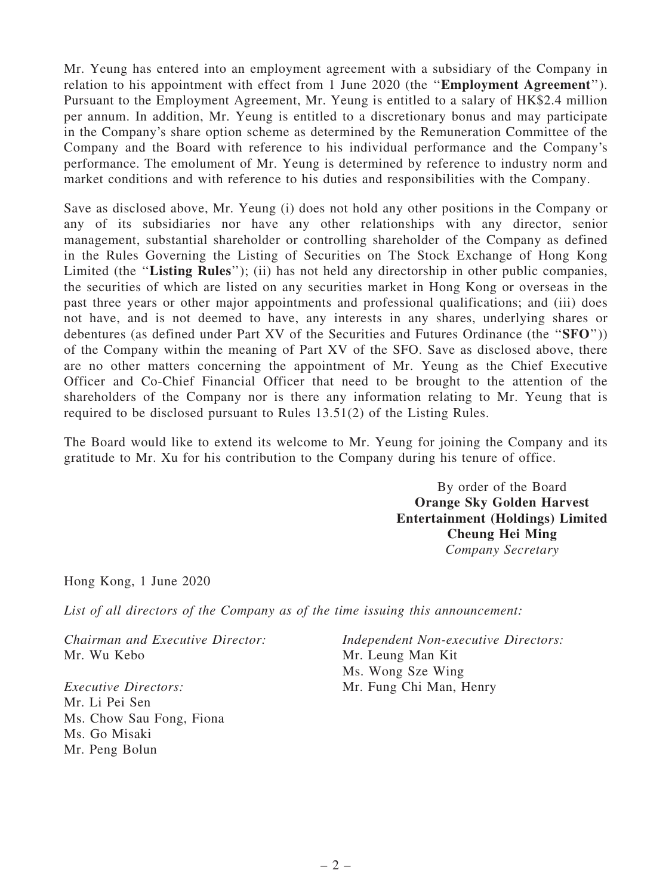Mr. Yeung has entered into an employment agreement with a subsidiary of the Company in relation to his appointment with effect from 1 June 2020 (the "**Employment Agreement**"). Pursuant to the Employment Agreement, Mr. Yeung is entitled to a salary of HK$2.4 million per annum. In addition, Mr. Yeung is entitled to a discretionary bonus and may participate in the Company's share option scheme as determined by the Remuneration Committee of the Company and the Board with reference to his individual performance and the Company's performance. The emolument of Mr. Yeung is determined by reference to industry norm and market conditions and with reference to his duties and responsibilities with the Company.

Save as disclosed above, Mr. Yeung (i) does not hold any other positions in the Company or any of its subsidiaries nor have any other relationships with any director, senior management, substantial shareholder or controlling shareholder of the Company as defined in the Rules Governing the Listing of Securities on The Stock Exchange of Hong Kong Limited (the "**Listing Rules**"); (ii) has not held any directorship in other public companies, the securities of which are listed on any securities market in Hong Kong or overseas in the past three years or other major appointments and professional qualifications; and (iii) does not have, and is not deemed to have, any interests in any shares, underlying shares or debentures (as defined under Part XV of the Securities and Futures Ordinance (the "**SFO**")) of the Company within the meaning of Part XV of the SFO. Save as disclosed above, there are no other matters concerning the appointment of Mr. Yeung as the Chief Executive Officer and Co-Chief Financial Officer that need to be brought to the attention of the shareholders of the Company nor is there any information relating to Mr. Yeung that is required to be disclosed pursuant to Rules 13.51(2) of the Listing Rules.

The Board would like to extend its welcome to Mr. Yeung for joining the Company and its gratitude to Mr. Xu for his contribution to the Company during his tenure of office.

By order of the Board
**Orange Sky Golden Harvest Entertainment (Holdings) Limited**
**Cheung Hei Ming**
*Company Secretary*

Hong Kong, 1 June 2020

*List of all directors of the Company as of the time issuing this announcement:*

*Chairman and Executive Director:*
Mr. Wu Kebo

*Executive Directors:*
Mr. Li Pei Sen
Ms. Chow Sau Fong, Fiona
Ms. Go Misaki
Mr. Peng Bolun

*Independent Non-executive Directors:*
Mr. Leung Man Kit
Ms. Wong Sze Wing
Mr. Fung Chi Man, Henry